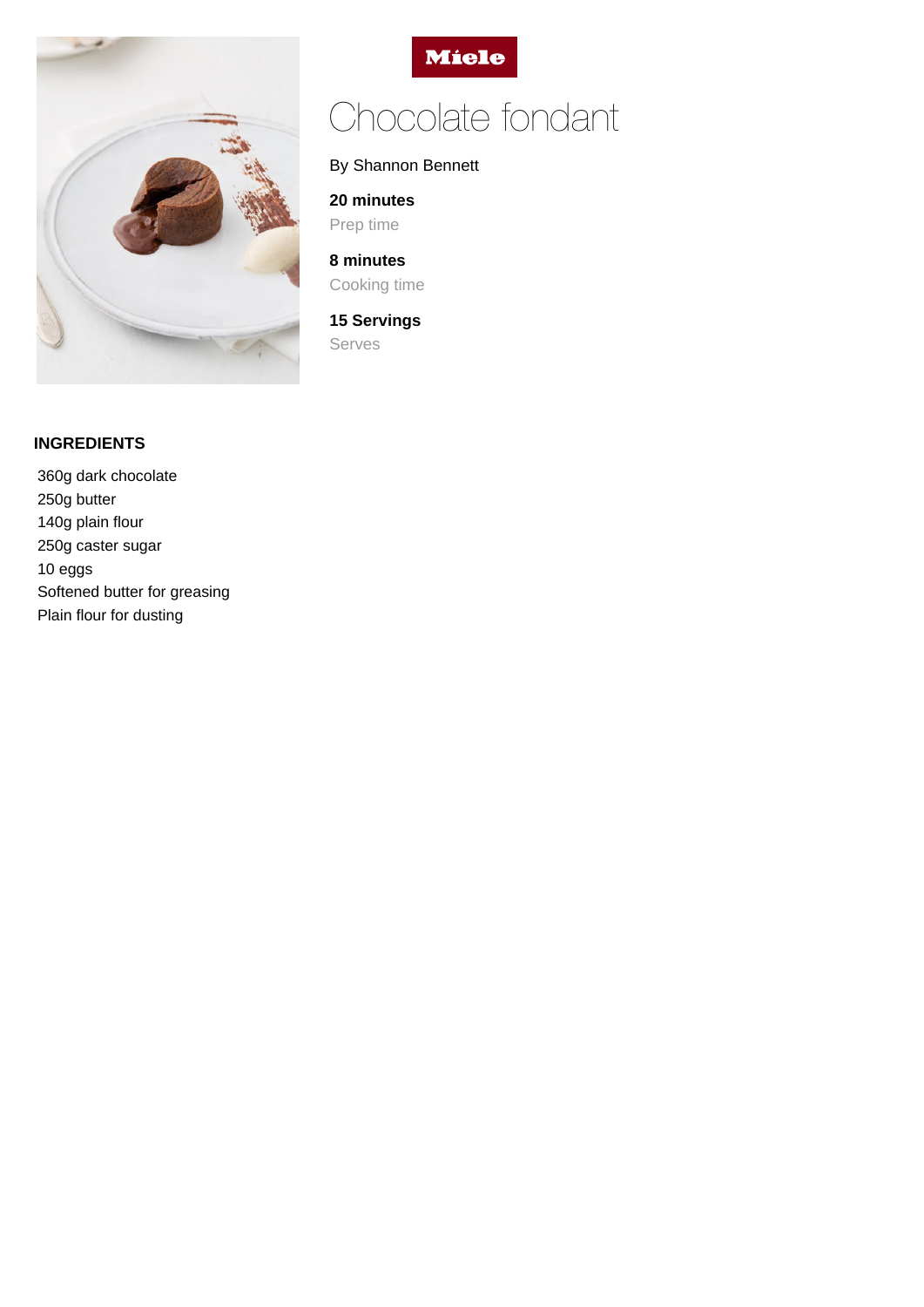Miele

# Chocolate fondant

By Shannon Bennett

**20 minutes**
Prep time

**8 minutes**
Cooking time

**15 Servings**
Serves

## INGREDIENTS

360g dark chocolate
250g butter
140g plain flour
250g caster sugar
10 eggs
Softened butter for greasing
Plain flour for dusting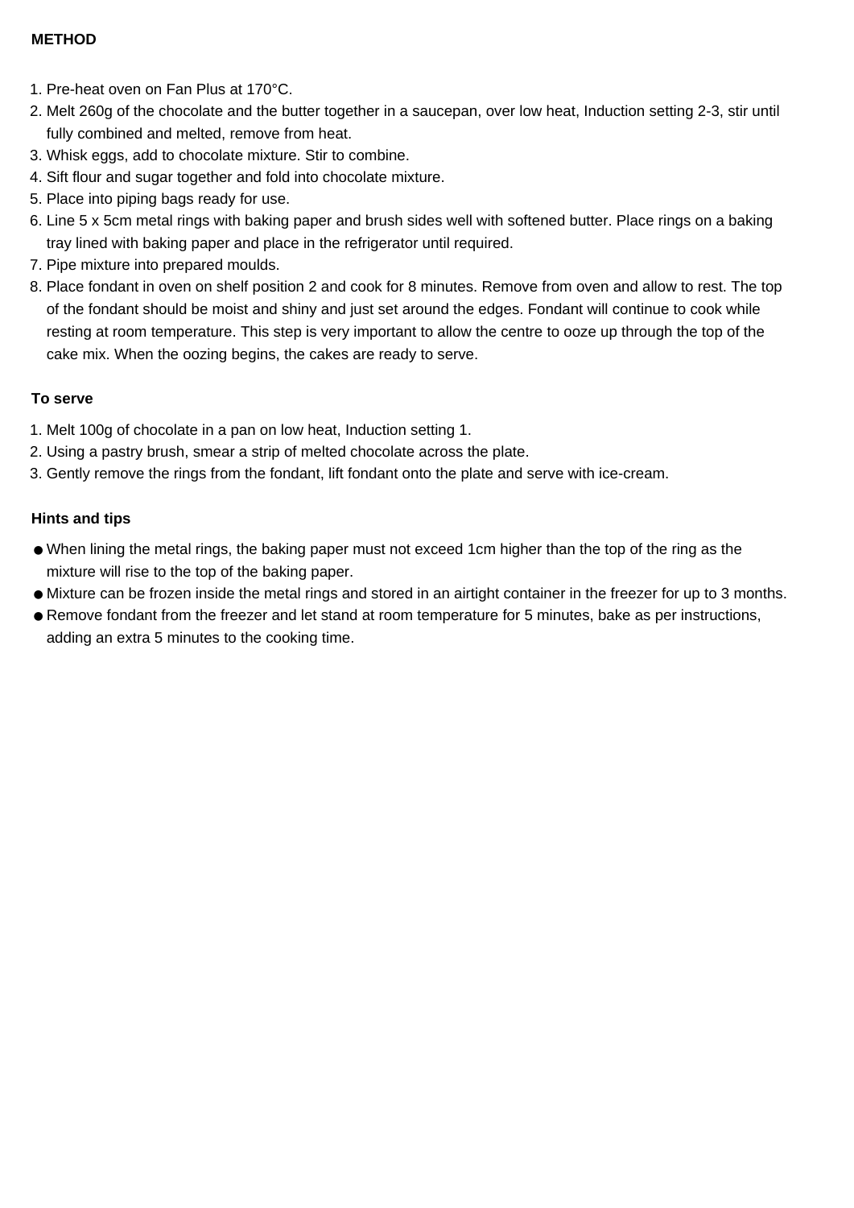**METHOD**

1. Pre-heat oven on Fan Plus at 170°C.
2. Melt 260g of the chocolate and the butter together in a saucepan, over low heat, Induction setting 2-3, stir until fully combined and melted, remove from heat.
3. Whisk eggs, add to chocolate mixture. Stir to combine.
4. Sift flour and sugar together and fold into chocolate mixture.
5. Place into piping bags ready for use.
6. Line 5 x 5cm metal rings with baking paper and brush sides well with softened butter. Place rings on a baking tray lined with baking paper and place in the refrigerator until required.
7. Pipe mixture into prepared moulds.
8. Place fondant in oven on shelf position 2 and cook for 8 minutes. Remove from oven and allow to rest. The top of the fondant should be moist and shiny and just set around the edges. Fondant will continue to cook while resting at room temperature. This step is very important to allow the centre to ooze up through the top of the cake mix. When the oozing begins, the cakes are ready to serve.

**To serve**

1. Melt 100g of chocolate in a pan on low heat, Induction setting 1.
2. Using a pastry brush, smear a strip of melted chocolate across the plate.
3. Gently remove the rings from the fondant, lift fondant onto the plate and serve with ice-cream.

**Hints and tips**

- When lining the metal rings, the baking paper must not exceed 1cm higher than the top of the ring as the mixture will rise to the top of the baking paper.
- Mixture can be frozen inside the metal rings and stored in an airtight container in the freezer for up to 3 months.
- Remove fondant from the freezer and let stand at room temperature for 5 minutes, bake as per instructions, adding an extra 5 minutes to the cooking time.